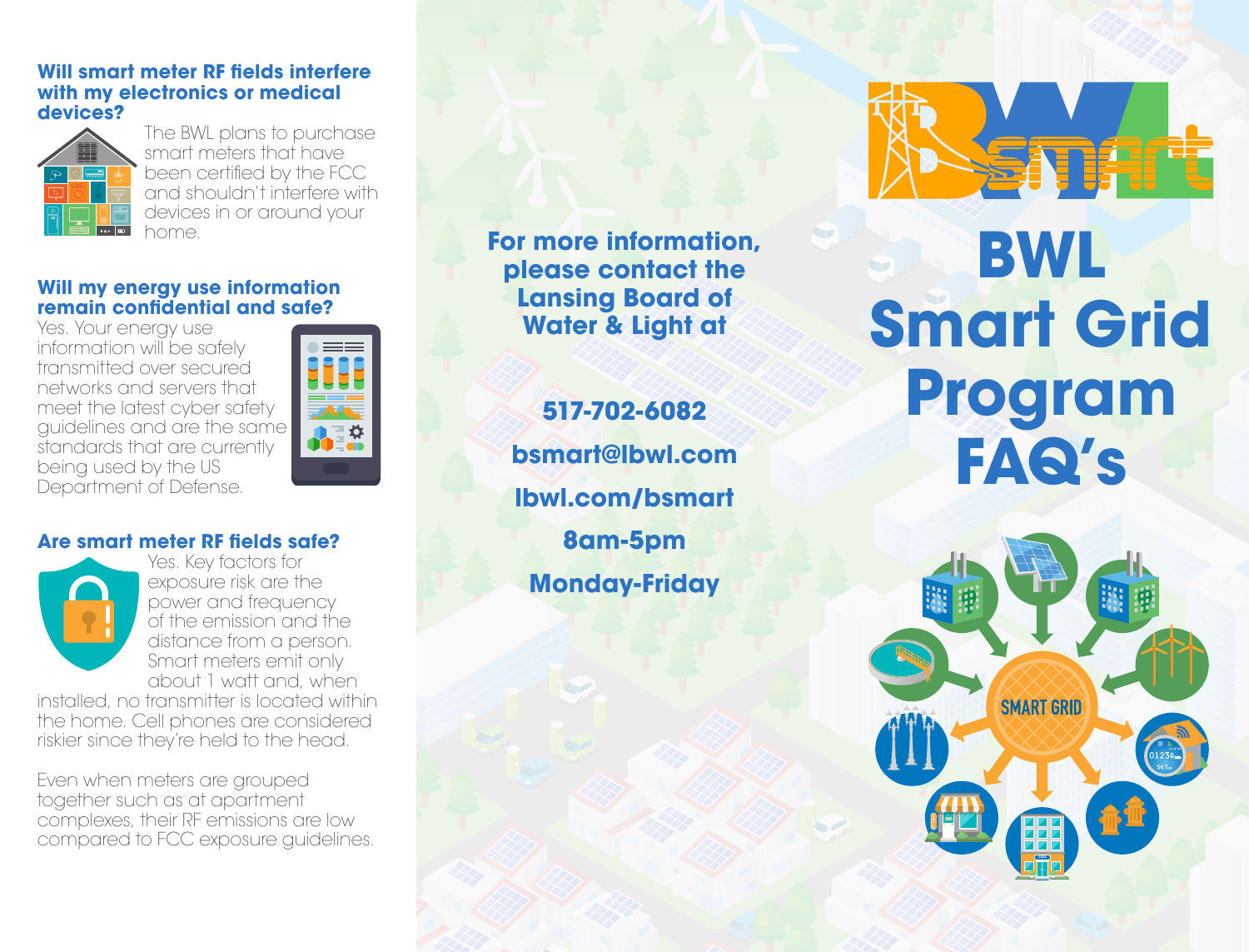## Will smart meter RF fields interfere with my electronics or medical devices?

The BWL plans to purchase smart meters that have been certified by the FCC and shouldn't interfere with devices in or around your home.

## Will my energy use information remain confidential and safe?

Yes. Your energy use information will be safely transmitted over secured networks and servers that meet the latest cyber safety guidelines and are the same standards that are currently being used by the US Department of Defense.

## Are smart meter RF fields safe?

Yes. Key factors for exposure risk are the power and frequency of the emission and the distance from a person. Smart meters emit only about 1 watt and, when installed, no transmitter is located within the home. Cell phones are considered riskier since they're held to the head.

Even when meters are grouped together such as at apartment complexes, their RF emissions are low compared to FCC exposure guidelines.

**For more information, please contact the Lansing Board of Water & Light at**

**517-702-6082**

**bsmart@lbwl.com**

**lbwl.com/bsmart**

**8am-5pm**

**Monday-Friday**

# BWL Smart Grid Program FAQ's

SMART GRID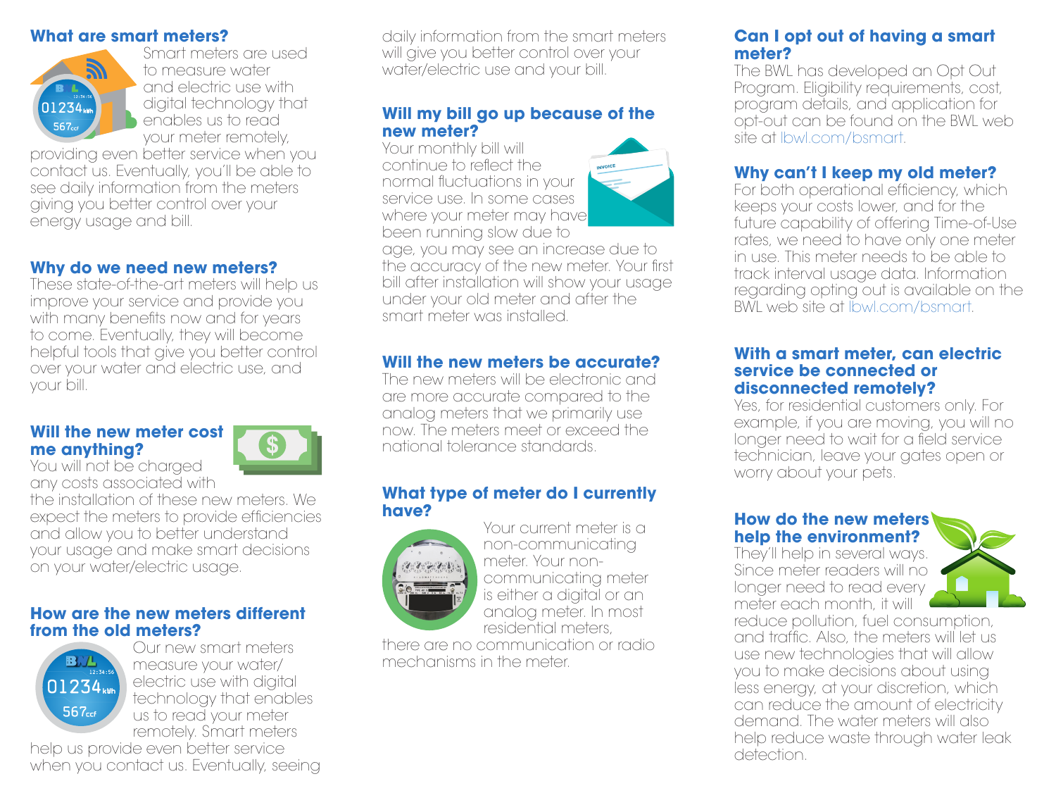## What are smart meters?

Smart meters are used to measure water and electric use with digital technology that enables us to read your meter remotely, providing even better service when you contact us. Eventually, you'll be able to see daily information from the meters giving you better control over your energy usage and bill.

## Why do we need new meters?

These state-of-the-art meters will help us improve your service and provide you with many benefits now and for years to come. Eventually, they will become helpful tools that give you better control over your water and electric use, and your bill.

## Will the new meter cost me anything?

You will not be charged any costs associated with the installation of these new meters. We expect the meters to provide efficiencies and allow you to better understand your usage and make smart decisions on your water/electric usage.

## How are the new meters different from the old meters?

Our new smart meters measure your water/ electric use with digital technology that enables us to read your meter remotely. Smart meters help us provide even better service when you contact us. Eventually, seeing daily information from the smart meters will give you better control over your water/electric use and your bill.

## Will my bill go up because of the new meter?

Your monthly bill will continue to reflect the normal fluctuations in your service use. In some cases where your meter may have been running slow due to age, you may see an increase due to the accuracy of the new meter. Your first bill after installation will show your usage under your old meter and after the smart meter was installed.

## Will the new meters be accurate?

The new meters will be electronic and are more accurate compared to the analog meters that we primarily use now. The meters meet or exceed the national tolerance standards.

## What type of meter do I currently have?

Your current meter is a non-communicating meter. Your non-communicating meter is either a digital or an analog meter. In most residential meters, there are no communication or radio mechanisms in the meter.

## Can I opt out of having a smart meter?

The BWL has developed an Opt Out Program. Eligibility requirements, cost, program details, and application for opt-out can be found on the BWL web site at lbwl.com/bsmart.

## Why can't I keep my old meter?

For both operational efficiency, which keeps your costs lower, and for the future capability of offering Time-of-Use rates, we need to have only one meter in use. This meter needs to be able to track interval usage data. Information regarding opting out is available on the BWL web site at lbwl.com/bsmart.

## With a smart meter, can electric service be connected or disconnected remotely?

Yes, for residential customers only. For example, if you are moving, you will no longer need to wait for a field service technician, leave your gates open or worry about your pets.

## How do the new meters help the environment?

They'll help in several ways. Since meter readers will no longer need to read every meter each month, it will reduce pollution, fuel consumption, and traffic. Also, the meters will let us use new technologies that will allow you to make decisions about using less energy, at your discretion, which can reduce the amount of electricity demand. The water meters will also help reduce waste through water leak detection.